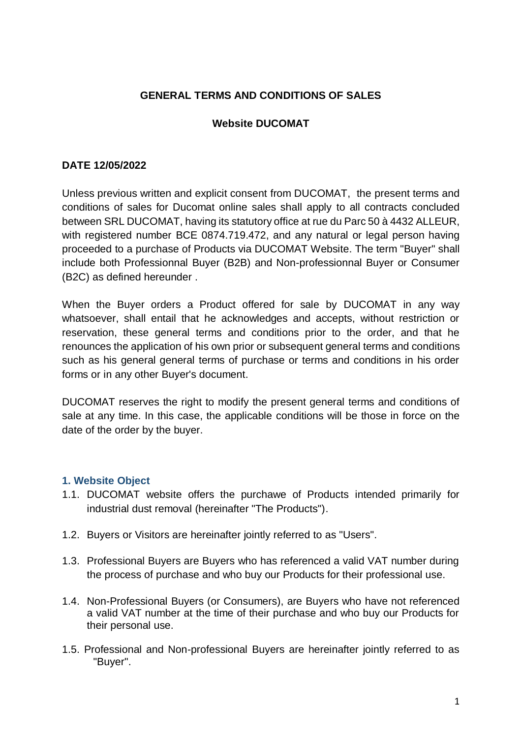**GENERAL TERMS AND CONDITIONS OF SALES**

**Website DUCOMAT**

**DATE 12/05/2022**

Unless previous written and explicit consent from DUCOMAT, the present terms and conditions of sales for Ducomat online sales shall apply to all contracts concluded between SRL DUCOMAT, having its statutory office at rue du Parc 50 à 4432 ALLEUR, with registered number BCE 0874.719.472, and any natural or legal person having proceeded to a purchase of Products via DUCOMAT Website. The term "Buyer" shall include both Professionnal Buyer (B2B) and Non-professionnal Buyer or Consumer (B2C) as defined hereunder .

When the Buyer orders a Product offered for sale by DUCOMAT in any way whatsoever, shall entail that he acknowledges and accepts, without restriction or reservation, these general terms and conditions prior to the order, and that he renounces the application of his own prior or subsequent general terms and conditions such as his general general terms of purchase or terms and conditions in his order forms or in any other Buyer's document.

DUCOMAT reserves the right to modify the present general terms and conditions of sale at any time. In this case, the applicable conditions will be those in force on the date of the order by the buyer.

## 1. Website Object

1.1. DUCOMAT website offers the purchawe of Products intended primarily for industrial dust removal (hereinafter "The Products").

1.2. Buyers or Visitors are hereinafter jointly referred to as "Users".

1.3. Professional Buyers are Buyers who has referenced a valid VAT number during the process of purchase and who buy our Products for their professional use.

1.4. Non-Professional Buyers (or Consumers), are Buyers who have not referenced a valid VAT number at the time of their purchase and who buy our Products for their personal use.

1.5. Professional and Non-professional Buyers are hereinafter jointly referred to as "Buyer".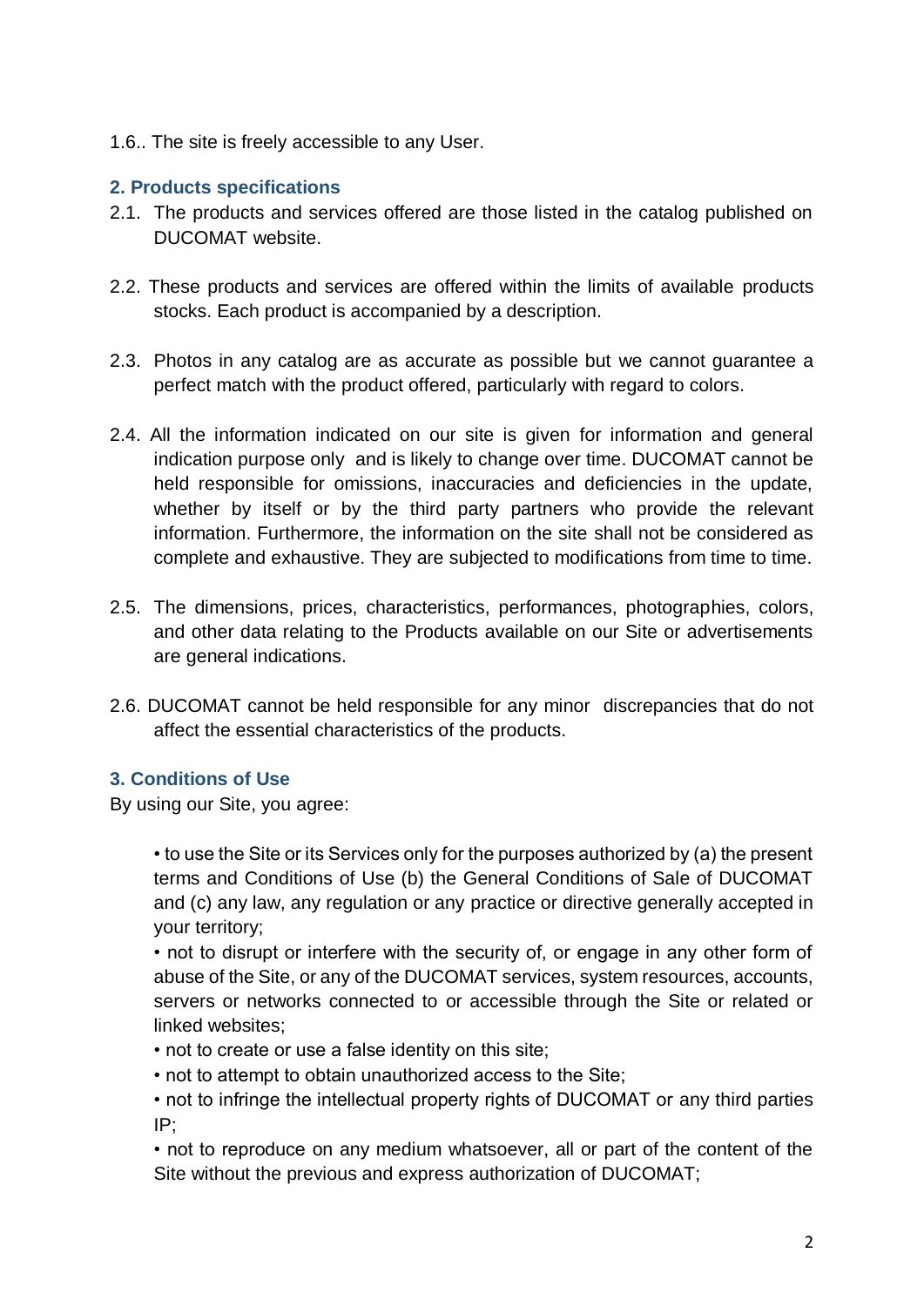1.6.. The site is freely accessible to any User.

## 2. Products specifications

2.1. The products and services offered are those listed in the catalog published on DUCOMAT website.

2.2. These products and services are offered within the limits of available products stocks. Each product is accompanied by a description.

2.3. Photos in any catalog are as accurate as possible but we cannot guarantee a perfect match with the product offered, particularly with regard to colors.

2.4. All the information indicated on our site is given for information and general indication purpose only and is likely to change over time. DUCOMAT cannot be held responsible for omissions, inaccuracies and deficiencies in the update, whether by itself or by the third party partners who provide the relevant information. Furthermore, the information on the site shall not be considered as complete and exhaustive. They are subjected to modifications from time to time.

2.5. The dimensions, prices, characteristics, performances, photographies, colors, and other data relating to the Products available on our Site or advertisements are general indications.

2.6. DUCOMAT cannot be held responsible for any minor discrepancies that do not affect the essential characteristics of the products.

## 3. Conditions of Use

By using our Site, you agree:

- to use the Site or its Services only for the purposes authorized by (a) the present terms and Conditions of Use (b) the General Conditions of Sale of DUCOMAT and (c) any law, any regulation or any practice or directive generally accepted in your territory;
- not to disrupt or interfere with the security of, or engage in any other form of abuse of the Site, or any of the DUCOMAT services, system resources, accounts, servers or networks connected to or accessible through the Site or related or linked websites;
- not to create or use a false identity on this site;
- not to attempt to obtain unauthorized access to the Site;
- not to infringe the intellectual property rights of DUCOMAT or any third parties IP;
- not to reproduce on any medium whatsoever, all or part of the content of the Site without the previous and express authorization of DUCOMAT;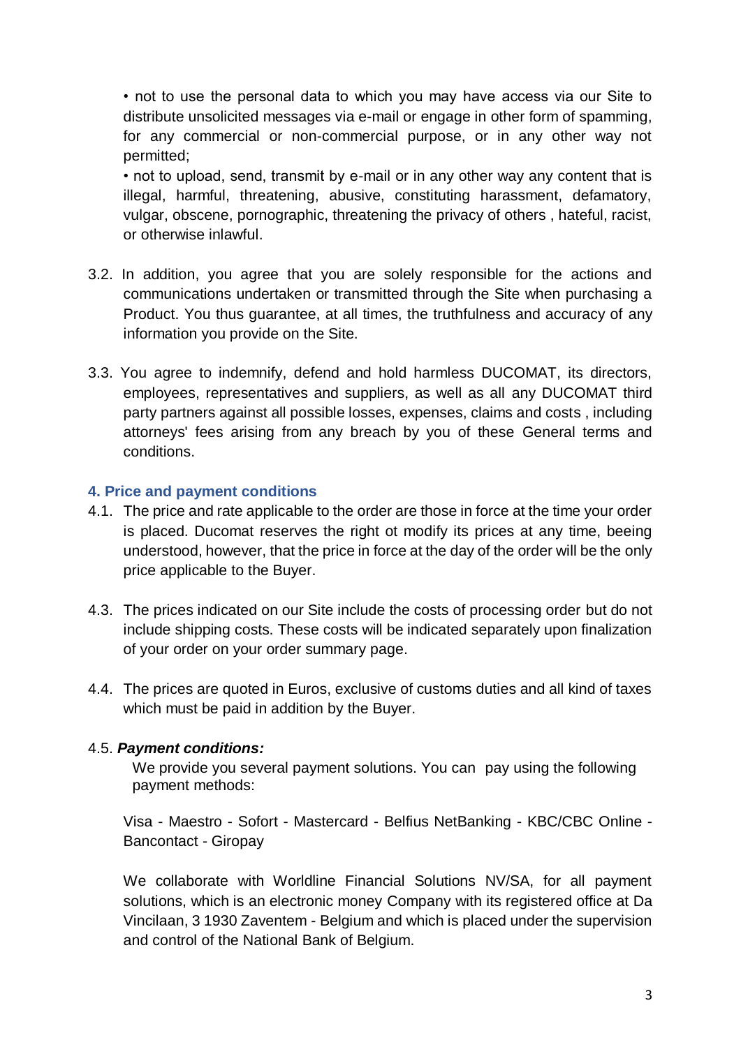• not to use the personal data to which you may have access via our Site to distribute unsolicited messages via e-mail or engage in other form of spamming, for any commercial or non-commercial purpose, or in any other way not permitted;

• not to upload, send, transmit by e-mail or in any other way any content that is illegal, harmful, threatening, abusive, constituting harassment, defamatory, vulgar, obscene, pornographic, threatening the privacy of others , hateful, racist, or otherwise inlawful.

3.2. In addition, you agree that you are solely responsible for the actions and communications undertaken or transmitted through the Site when purchasing a Product. You thus guarantee, at all times, the truthfulness and accuracy of any information you provide on the Site.

3.3. You agree to indemnify, defend and hold harmless DUCOMAT, its directors, employees, representatives and suppliers, as well as all any DUCOMAT third party partners against all possible losses, expenses, claims and costs , including attorneys' fees arising from any breach by you of these General terms and conditions.

## 4. Price and payment conditions

4.1. The price and rate applicable to the order are those in force at the time your order is placed. Ducomat reserves the right ot modify its prices at any time, beeing understood, however, that the price in force at the day of the order will be the only price applicable to the Buyer.

4.3. The prices indicated on our Site include the costs of processing order but do not include shipping costs. These costs will be indicated separately upon finalization of your order on your order summary page.

4.4. The prices are quoted in Euros, exclusive of customs duties and all kind of taxes which must be paid in addition by the Buyer.

4.5. ***Payment conditions:***

We provide you several payment solutions. You can pay using the following payment methods:

Visa - Maestro - Sofort - Mastercard - Belfius NetBanking - KBC/CBC Online - Bancontact - Giropay

We collaborate with Worldline Financial Solutions NV/SA, for all payment solutions, which is an electronic money Company with its registered office at Da Vincilaan, 3 1930 Zaventem - Belgium and which is placed under the supervision and control of the National Bank of Belgium.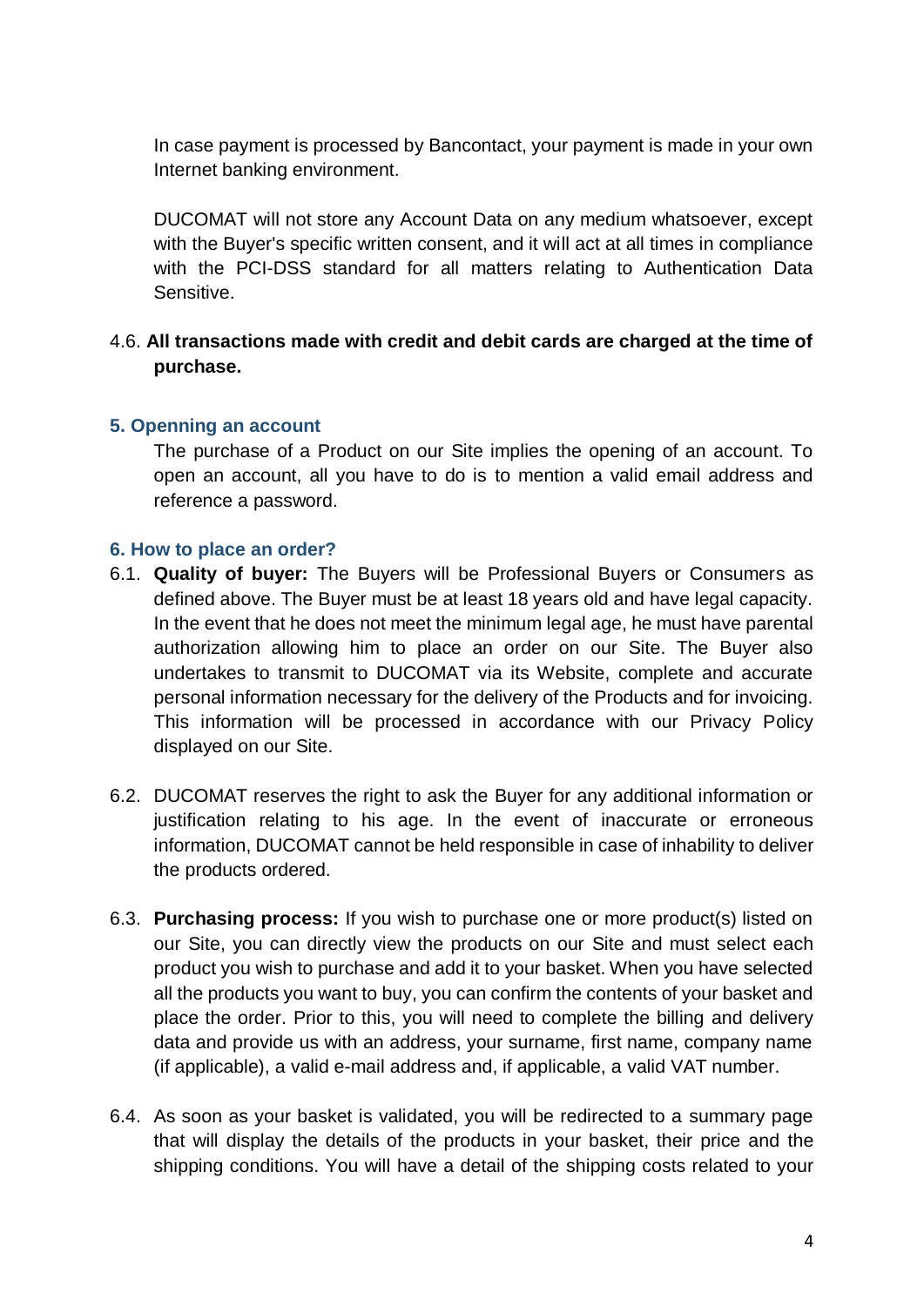In case payment is processed by Bancontact, your payment is made in your own Internet banking environment.

DUCOMAT will not store any Account Data on any medium whatsoever, except with the Buyer's specific written consent, and it will act at all times in compliance with the PCI-DSS standard for all matters relating to Authentication Data Sensitive.

4.6. **All transactions made with credit and debit cards are charged at the time of purchase.**

## 5. Openning an account

The purchase of a Product on our Site implies the opening of an account. To open an account, all you have to do is to mention a valid email address and reference a password.

## 6. How to place an order?

6.1. **Quality of buyer:** The Buyers will be Professional Buyers or Consumers as defined above. The Buyer must be at least 18 years old and have legal capacity. In the event that he does not meet the minimum legal age, he must have parental authorization allowing him to place an order on our Site. The Buyer also undertakes to transmit to DUCOMAT via its Website, complete and accurate personal information necessary for the delivery of the Products and for invoicing. This information will be processed in accordance with our Privacy Policy displayed on our Site.

6.2. DUCOMAT reserves the right to ask the Buyer for any additional information or justification relating to his age. In the event of inaccurate or erroneous information, DUCOMAT cannot be held responsible in case of inhability to deliver the products ordered.

6.3. **Purchasing process:** If you wish to purchase one or more product(s) listed on our Site, you can directly view the products on our Site and must select each product you wish to purchase and add it to your basket. When you have selected all the products you want to buy, you can confirm the contents of your basket and place the order. Prior to this, you will need to complete the billing and delivery data and provide us with an address, your surname, first name, company name (if applicable), a valid e-mail address and, if applicable, a valid VAT number.

6.4. As soon as your basket is validated, you will be redirected to a summary page that will display the details of the products in your basket, their price and the shipping conditions. You will have a detail of the shipping costs related to your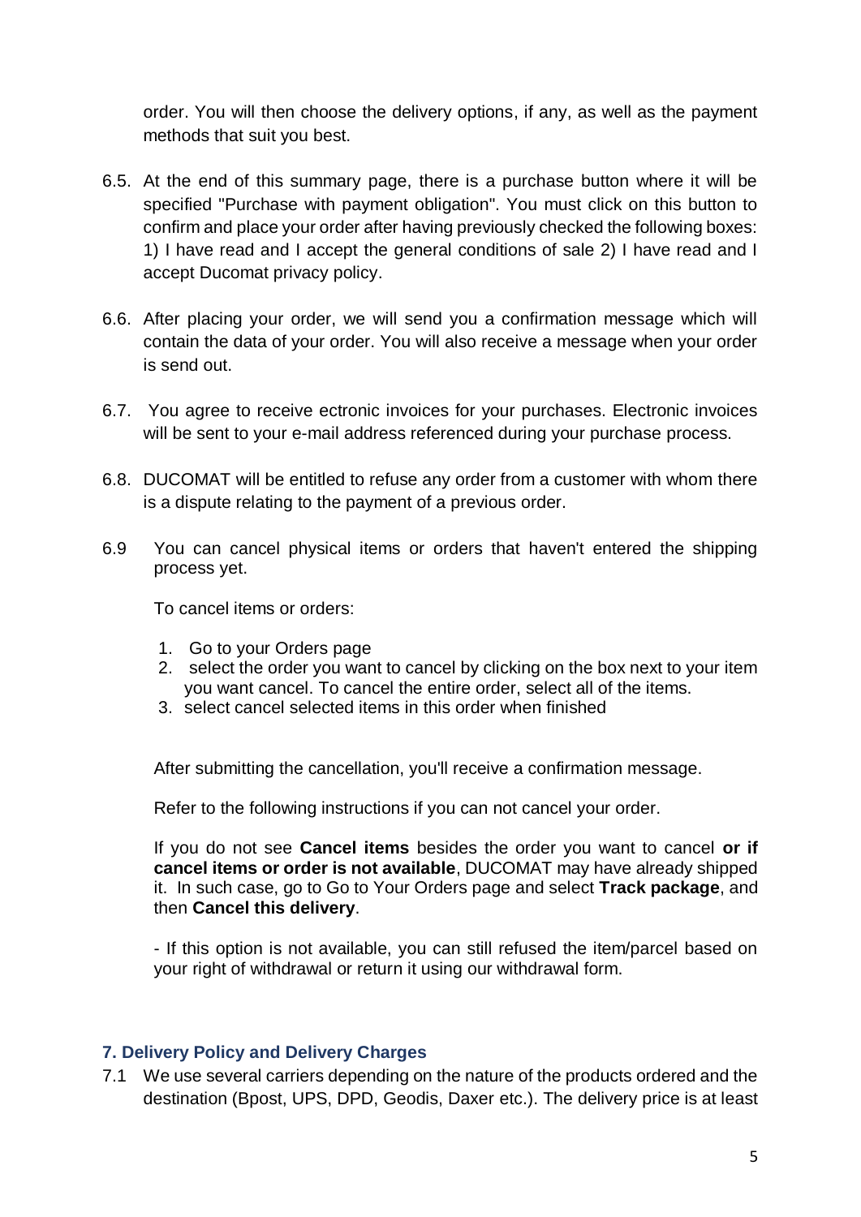order. You will then choose the delivery options, if any, as well as the payment methods that suit you best.

6.5. At the end of this summary page, there is a purchase button where it will be specified "Purchase with payment obligation". You must click on this button to confirm and place your order after having previously checked the following boxes: 1) I have read and I accept the general conditions of sale 2) I have read and I accept Ducomat privacy policy.

6.6. After placing your order, we will send you a confirmation message which will contain the data of your order. You will also receive a message when your order is send out.

6.7. You agree to receive ectronic invoices for your purchases. Electronic invoices will be sent to your e-mail address referenced during your purchase process.

6.8. DUCOMAT will be entitled to refuse any order from a customer with whom there is a dispute relating to the payment of a previous order.

6.9 You can cancel physical items or orders that haven't entered the shipping process yet.

To cancel items or orders:

1. Go to your Orders page
2. select the order you want to cancel by clicking on the box next to your item you want cancel. To cancel the entire order, select all of the items.
3. select cancel selected items in this order when finished

After submitting the cancellation, you'll receive a confirmation message.

Refer to the following instructions if you can not cancel your order.

If you do not see **Cancel items** besides the order you want to cancel **or if cancel items or order is not available**, DUCOMAT may have already shipped it. In such case, go to Go to Your Orders page and select **Track package**, and then **Cancel this delivery**.

- If this option is not available, you can still refused the item/parcel based on your right of withdrawal or return it using our withdrawal form.

### 7. Delivery Policy and Delivery Charges

7.1 We use several carriers depending on the nature of the products ordered and the destination (Bpost, UPS, DPD, Geodis, Daxer etc.). The delivery price is at least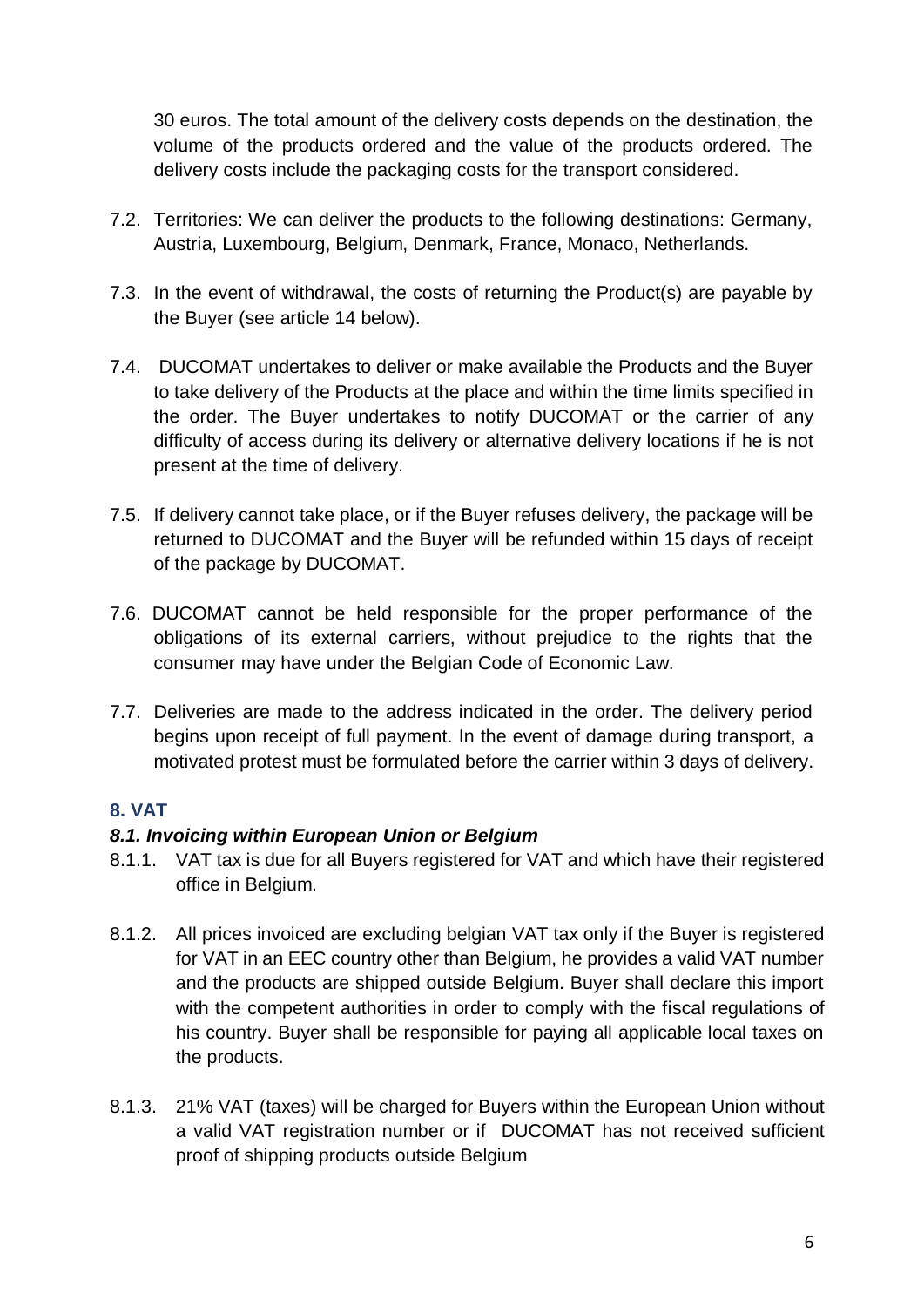30 euros. The total amount of the delivery costs depends on the destination, the volume of the products ordered and the value of the products ordered. The delivery costs include the packaging costs for the transport considered.

7.2. Territories: We can deliver the products to the following destinations: Germany, Austria, Luxembourg, Belgium, Denmark, France, Monaco, Netherlands.

7.3. In the event of withdrawal, the costs of returning the Product(s) are payable by the Buyer (see article 14 below).

7.4. DUCOMAT undertakes to deliver or make available the Products and the Buyer to take delivery of the Products at the place and within the time limits specified in the order. The Buyer undertakes to notify DUCOMAT or the carrier of any difficulty of access during its delivery or alternative delivery locations if he is not present at the time of delivery.

7.5. If delivery cannot take place, or if the Buyer refuses delivery, the package will be returned to DUCOMAT and the Buyer will be refunded within 15 days of receipt of the package by DUCOMAT.

7.6. DUCOMAT cannot be held responsible for the proper performance of the obligations of its external carriers, without prejudice to the rights that the consumer may have under the Belgian Code of Economic Law.

7.7. Deliveries are made to the address indicated in the order. The delivery period begins upon receipt of full payment. In the event of damage during transport, a motivated protest must be formulated before the carrier within 3 days of delivery.

## 8. VAT

### *8.1. Invoicing within European Union or Belgium*

8.1.1. VAT tax is due for all Buyers registered for VAT and which have their registered office in Belgium.

8.1.2. All prices invoiced are excluding belgian VAT tax only if the Buyer is registered for VAT in an EEC country other than Belgium, he provides a valid VAT number and the products are shipped outside Belgium. Buyer shall declare this import with the competent authorities in order to comply with the fiscal regulations of his country. Buyer shall be responsible for paying all applicable local taxes on the products.

8.1.3. 21% VAT (taxes) will be charged for Buyers within the European Union without a valid VAT registration number or if DUCOMAT has not received sufficient proof of shipping products outside Belgium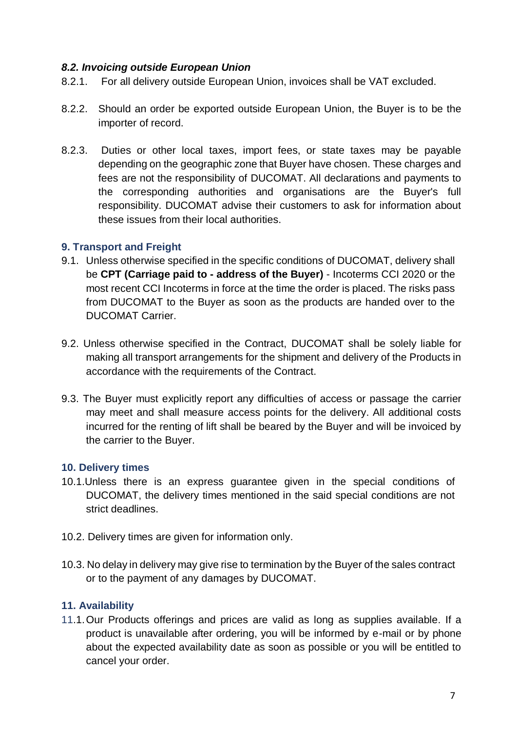### *8.2. Invoicing outside European Union*

8.2.1. For all delivery outside European Union, invoices shall be VAT excluded.

8.2.2. Should an order be exported outside European Union, the Buyer is to be the importer of record.

8.2.3. Duties or other local taxes, import fees, or state taxes may be payable depending on the geographic zone that Buyer have chosen. These charges and fees are not the responsibility of DUCOMAT. All declarations and payments to the corresponding authorities and organisations are the Buyer's full responsibility. DUCOMAT advise their customers to ask for information about these issues from their local authorities.

## 9. Transport and Freight

9.1. Unless otherwise specified in the specific conditions of DUCOMAT, delivery shall be **CPT (Carriage paid to - address of the Buyer)** - Incoterms CCI 2020 or the most recent CCI Incoterms in force at the time the order is placed. The risks pass from DUCOMAT to the Buyer as soon as the products are handed over to the DUCOMAT Carrier.

9.2. Unless otherwise specified in the Contract, DUCOMAT shall be solely liable for making all transport arrangements for the shipment and delivery of the Products in accordance with the requirements of the Contract.

9.3. The Buyer must explicitly report any difficulties of access or passage the carrier may meet and shall measure access points for the delivery. All additional costs incurred for the renting of lift shall be beared by the Buyer and will be invoiced by the carrier to the Buyer.

## 10. Delivery times

10.1. Unless there is an express guarantee given in the special conditions of DUCOMAT, the delivery times mentioned in the said special conditions are not strict deadlines.

10.2. Delivery times are given for information only.

10.3. No delay in delivery may give rise to termination by the Buyer of the sales contract or to the payment of any damages by DUCOMAT.

## 11. Availability

11.1. Our Products offerings and prices are valid as long as supplies available. If a product is unavailable after ordering, you will be informed by e-mail or by phone about the expected availability date as soon as possible or you will be entitled to cancel your order.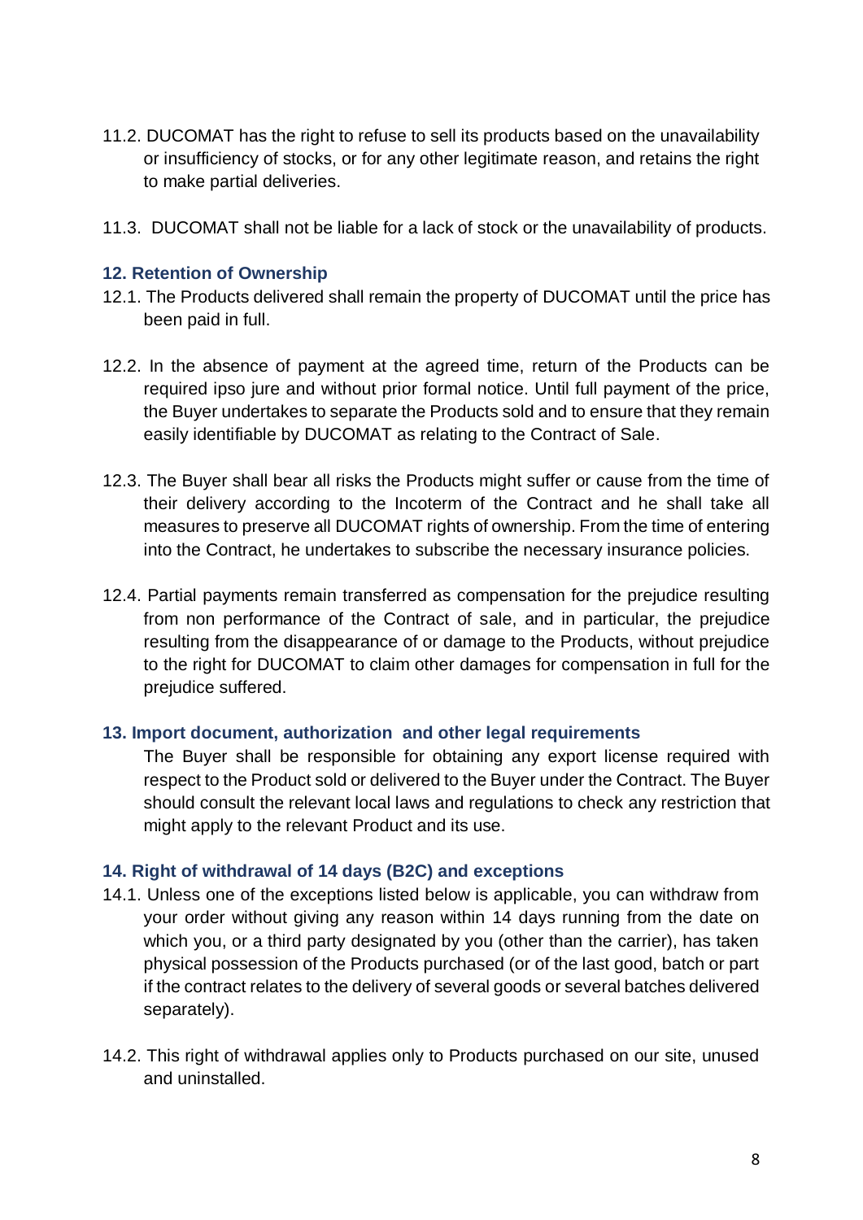11.2. DUCOMAT has the right to refuse to sell its products based on the unavailability or insufficiency of stocks, or for any other legitimate reason, and retains the right to make partial deliveries.

11.3. DUCOMAT shall not be liable for a lack of stock or the unavailability of products.

## 12. Retention of Ownership

12.1. The Products delivered shall remain the property of DUCOMAT until the price has been paid in full.

12.2. In the absence of payment at the agreed time, return of the Products can be required ipso jure and without prior formal notice. Until full payment of the price, the Buyer undertakes to separate the Products sold and to ensure that they remain easily identifiable by DUCOMAT as relating to the Contract of Sale.

12.3. The Buyer shall bear all risks the Products might suffer or cause from the time of their delivery according to the Incoterm of the Contract and he shall take all measures to preserve all DUCOMAT rights of ownership. From the time of entering into the Contract, he undertakes to subscribe the necessary insurance policies.

12.4. Partial payments remain transferred as compensation for the prejudice resulting from non performance of the Contract of sale, and in particular, the prejudice resulting from the disappearance of or damage to the Products, without prejudice to the right for DUCOMAT to claim other damages for compensation in full for the prejudice suffered.

## 13. Import document, authorization and other legal requirements

The Buyer shall be responsible for obtaining any export license required with respect to the Product sold or delivered to the Buyer under the Contract. The Buyer should consult the relevant local laws and regulations to check any restriction that might apply to the relevant Product and its use.

## 14. Right of withdrawal of 14 days (B2C) and exceptions

14.1. Unless one of the exceptions listed below is applicable, you can withdraw from your order without giving any reason within 14 days running from the date on which you, or a third party designated by you (other than the carrier), has taken physical possession of the Products purchased (or of the last good, batch or part if the contract relates to the delivery of several goods or several batches delivered separately).

14.2. This right of withdrawal applies only to Products purchased on our site, unused and uninstalled.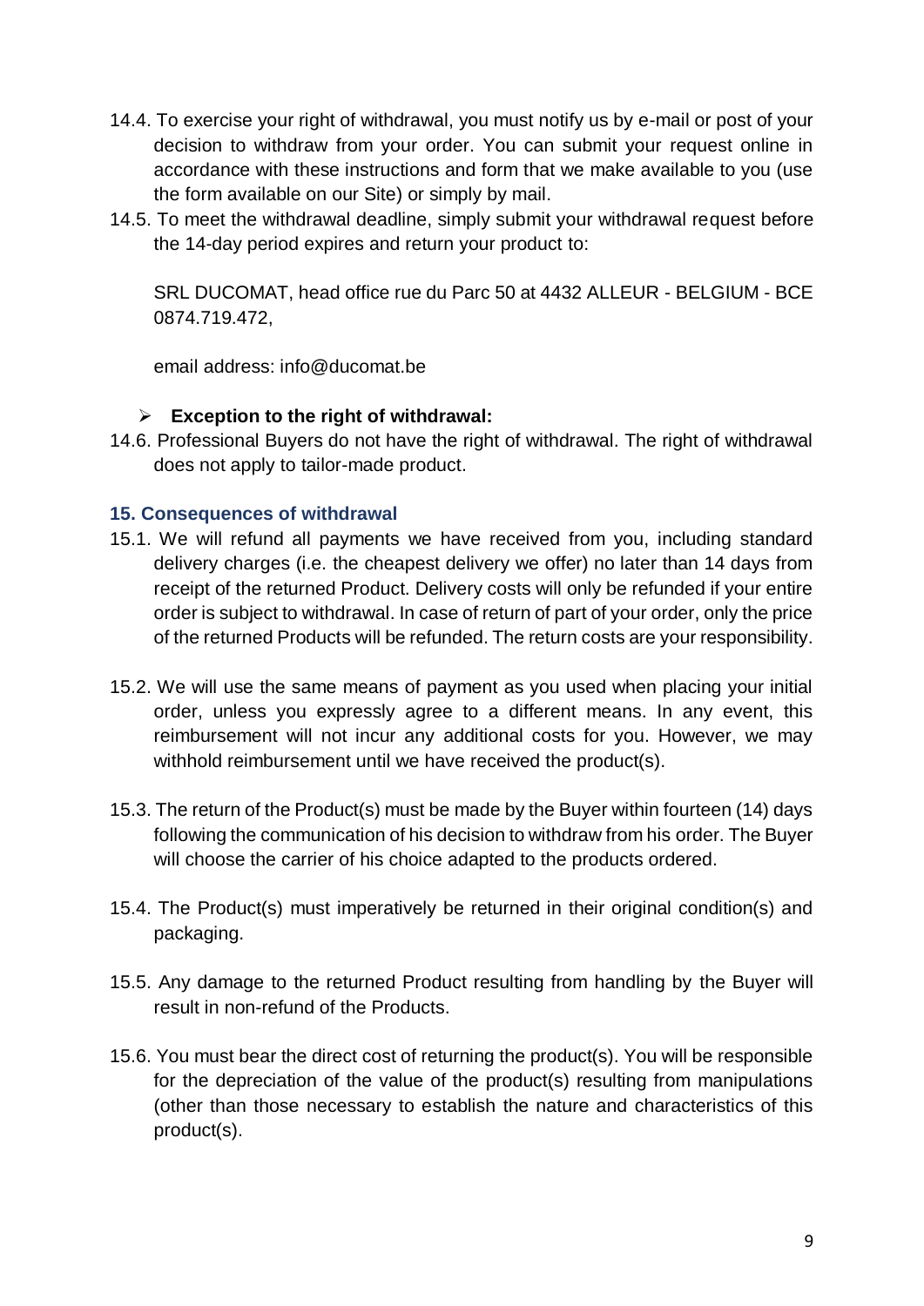14.4. To exercise your right of withdrawal, you must notify us by e-mail or post of your decision to withdraw from your order. You can submit your request online in accordance with these instructions and form that we make available to you (use the form available on our Site) or simply by mail.

14.5. To meet the withdrawal deadline, simply submit your withdrawal request before the 14-day period expires and return your product to:

SRL DUCOMAT, head office rue du Parc 50 at 4432 ALLEUR - BELGIUM - BCE 0874.719.472,

email address: info@ducomat.be

- **Exception to the right of withdrawal:**

14.6. Professional Buyers do not have the right of withdrawal. The right of withdrawal does not apply to tailor-made product.

### 15. Consequences of withdrawal

15.1. We will refund all payments we have received from you, including standard delivery charges (i.e. the cheapest delivery we offer) no later than 14 days from receipt of the returned Product. Delivery costs will only be refunded if your entire order is subject to withdrawal. In case of return of part of your order, only the price of the returned Products will be refunded. The return costs are your responsibility.

15.2. We will use the same means of payment as you used when placing your initial order, unless you expressly agree to a different means. In any event, this reimbursement will not incur any additional costs for you. However, we may withhold reimbursement until we have received the product(s).

15.3. The return of the Product(s) must be made by the Buyer within fourteen (14) days following the communication of his decision to withdraw from his order. The Buyer will choose the carrier of his choice adapted to the products ordered.

15.4. The Product(s) must imperatively be returned in their original condition(s) and packaging.

15.5. Any damage to the returned Product resulting from handling by the Buyer will result in non-refund of the Products.

15.6. You must bear the direct cost of returning the product(s). You will be responsible for the depreciation of the value of the product(s) resulting from manipulations (other than those necessary to establish the nature and characteristics of this product(s).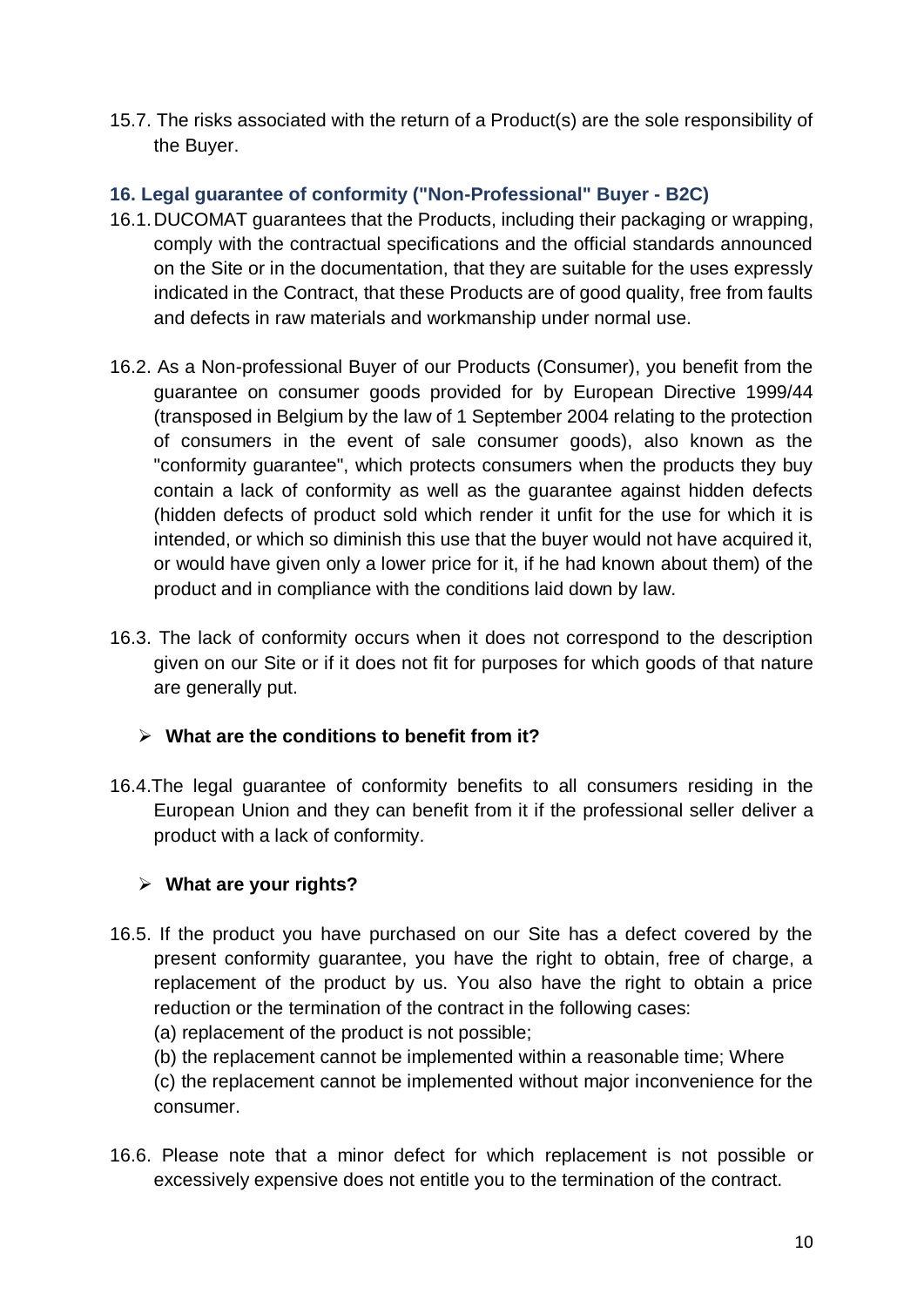15.7. The risks associated with the return of a Product(s) are the sole responsibility of the Buyer.

## 16. Legal guarantee of conformity ("Non-Professional" Buyer - B2C)

16.1. DUCOMAT guarantees that the Products, including their packaging or wrapping, comply with the contractual specifications and the official standards announced on the Site or in the documentation, that they are suitable for the uses expressly indicated in the Contract, that these Products are of good quality, free from faults and defects in raw materials and workmanship under normal use.

16.2. As a Non-professional Buyer of our Products (Consumer), you benefit from the guarantee on consumer goods provided for by European Directive 1999/44 (transposed in Belgium by the law of 1 September 2004 relating to the protection of consumers in the event of sale consumer goods), also known as the "conformity guarantee", which protects consumers when the products they buy contain a lack of conformity as well as the guarantee against hidden defects (hidden defects of product sold which render it unfit for the use for which it is intended, or which so diminish this use that the buyer would not have acquired it, or would have given only a lower price for it, if he had known about them) of the product and in compliance with the conditions laid down by law.

16.3. The lack of conformity occurs when it does not correspond to the description given on our Site or if it does not fit for purposes for which goods of that nature are generally put.

- **What are the conditions to benefit from it?**

16.4. The legal guarantee of conformity benefits to all consumers residing in the European Union and they can benefit from it if the professional seller deliver a product with a lack of conformity.

- **What are your rights?**

16.5. If the product you have purchased on our Site has a defect covered by the present conformity guarantee, you have the right to obtain, free of charge, a replacement of the product by us. You also have the right to obtain a price reduction or the termination of the contract in the following cases:

(a) replacement of the product is not possible;

(b) the replacement cannot be implemented within a reasonable time; Where

(c) the replacement cannot be implemented without major inconvenience for the consumer.

16.6. Please note that a minor defect for which replacement is not possible or excessively expensive does not entitle you to the termination of the contract.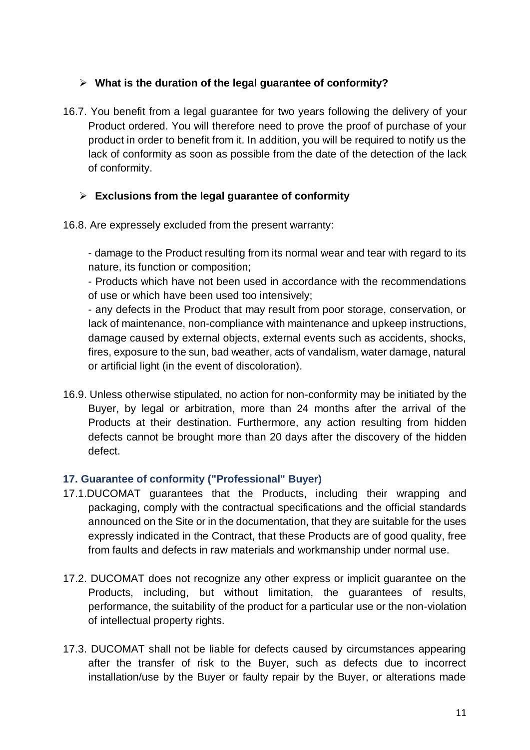- **What is the duration of the legal guarantee of conformity?**

16.7. You benefit from a legal guarantee for two years following the delivery of your Product ordered. You will therefore need to prove the proof of purchase of your product in order to benefit from it. In addition, you will be required to notify us the lack of conformity as soon as possible from the date of the detection of the lack of conformity.

- **Exclusions from the legal guarantee of conformity**

16.8. Are expressly excluded from the present warranty:

- damage to the Product resulting from its normal wear and tear with regard to its nature, its function or composition;
- Products which have not been used in accordance with the recommendations of use or which have been used too intensively;
- any defects in the Product that may result from poor storage, conservation, or lack of maintenance, non-compliance with maintenance and upkeep instructions, damage caused by external objects, external events such as accidents, shocks, fires, exposure to the sun, bad weather, acts of vandalism, water damage, natural or artificial light (in the event of discoloration).

16.9. Unless otherwise stipulated, no action for non-conformity may be initiated by the Buyer, by legal or arbitration, more than 24 months after the arrival of the Products at their destination. Furthermore, any action resulting from hidden defects cannot be brought more than 20 days after the discovery of the hidden defect.

## 17. Guarantee of conformity ("Professional" Buyer)

17.1.DUCOMAT guarantees that the Products, including their wrapping and packaging, comply with the contractual specifications and the official standards announced on the Site or in the documentation, that they are suitable for the uses expressly indicated in the Contract, that these Products are of good quality, free from faults and defects in raw materials and workmanship under normal use.

17.2. DUCOMAT does not recognize any other express or implicit guarantee on the Products, including, but without limitation, the guarantees of results, performance, the suitability of the product for a particular use or the non-violation of intellectual property rights.

17.3. DUCOMAT shall not be liable for defects caused by circumstances appearing after the transfer of risk to the Buyer, such as defects due to incorrect installation/use by the Buyer or faulty repair by the Buyer, or alterations made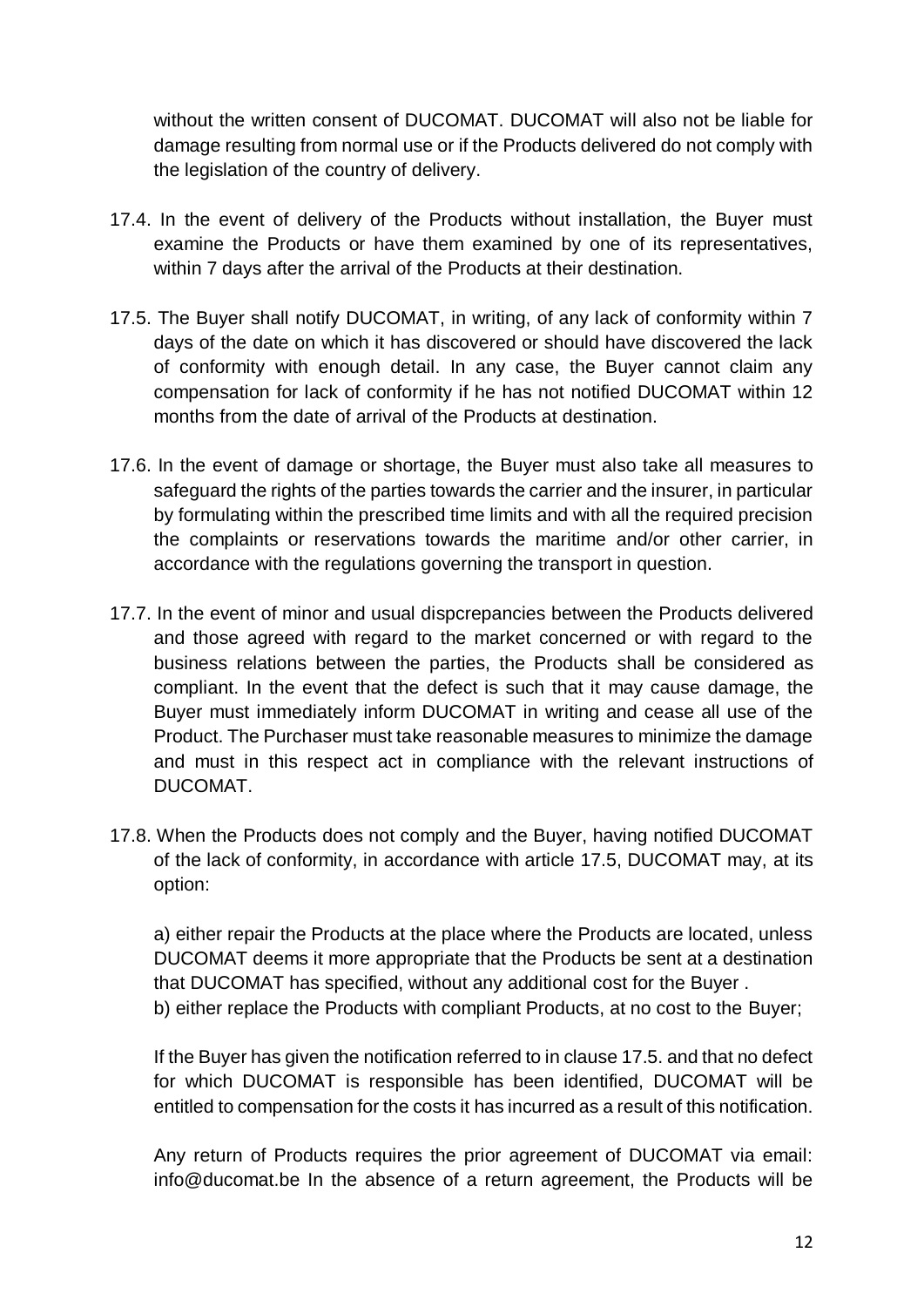without the written consent of DUCOMAT. DUCOMAT will also not be liable for damage resulting from normal use or if the Products delivered do not comply with the legislation of the country of delivery.

17.4. In the event of delivery of the Products without installation, the Buyer must examine the Products or have them examined by one of its representatives, within 7 days after the arrival of the Products at their destination.

17.5. The Buyer shall notify DUCOMAT, in writing, of any lack of conformity within 7 days of the date on which it has discovered or should have discovered the lack of conformity with enough detail. In any case, the Buyer cannot claim any compensation for lack of conformity if he has not notified DUCOMAT within 12 months from the date of arrival of the Products at destination.

17.6. In the event of damage or shortage, the Buyer must also take all measures to safeguard the rights of the parties towards the carrier and the insurer, in particular by formulating within the prescribed time limits and with all the required precision the complaints or reservations towards the maritime and/or other carrier, in accordance with the regulations governing the transport in question.

17.7. In the event of minor and usual dispcrepancies between the Products delivered and those agreed with regard to the market concerned or with regard to the business relations between the parties, the Products shall be considered as compliant. In the event that the defect is such that it may cause damage, the Buyer must immediately inform DUCOMAT in writing and cease all use of the Product. The Purchaser must take reasonable measures to minimize the damage and must in this respect act in compliance with the relevant instructions of DUCOMAT.

17.8. When the Products does not comply and the Buyer, having notified DUCOMAT of the lack of conformity, in accordance with article 17.5, DUCOMAT may, at its option:

a) either repair the Products at the place where the Products are located, unless DUCOMAT deems it more appropriate that the Products be sent at a destination that DUCOMAT has specified, without any additional cost for the Buyer .
b) either replace the Products with compliant Products, at no cost to the Buyer;

If the Buyer has given the notification referred to in clause 17.5. and that no defect for which DUCOMAT is responsible has been identified, DUCOMAT will be entitled to compensation for the costs it has incurred as a result of this notification.

Any return of Products requires the prior agreement of DUCOMAT via email: info@ducomat.be In the absence of a return agreement, the Products will be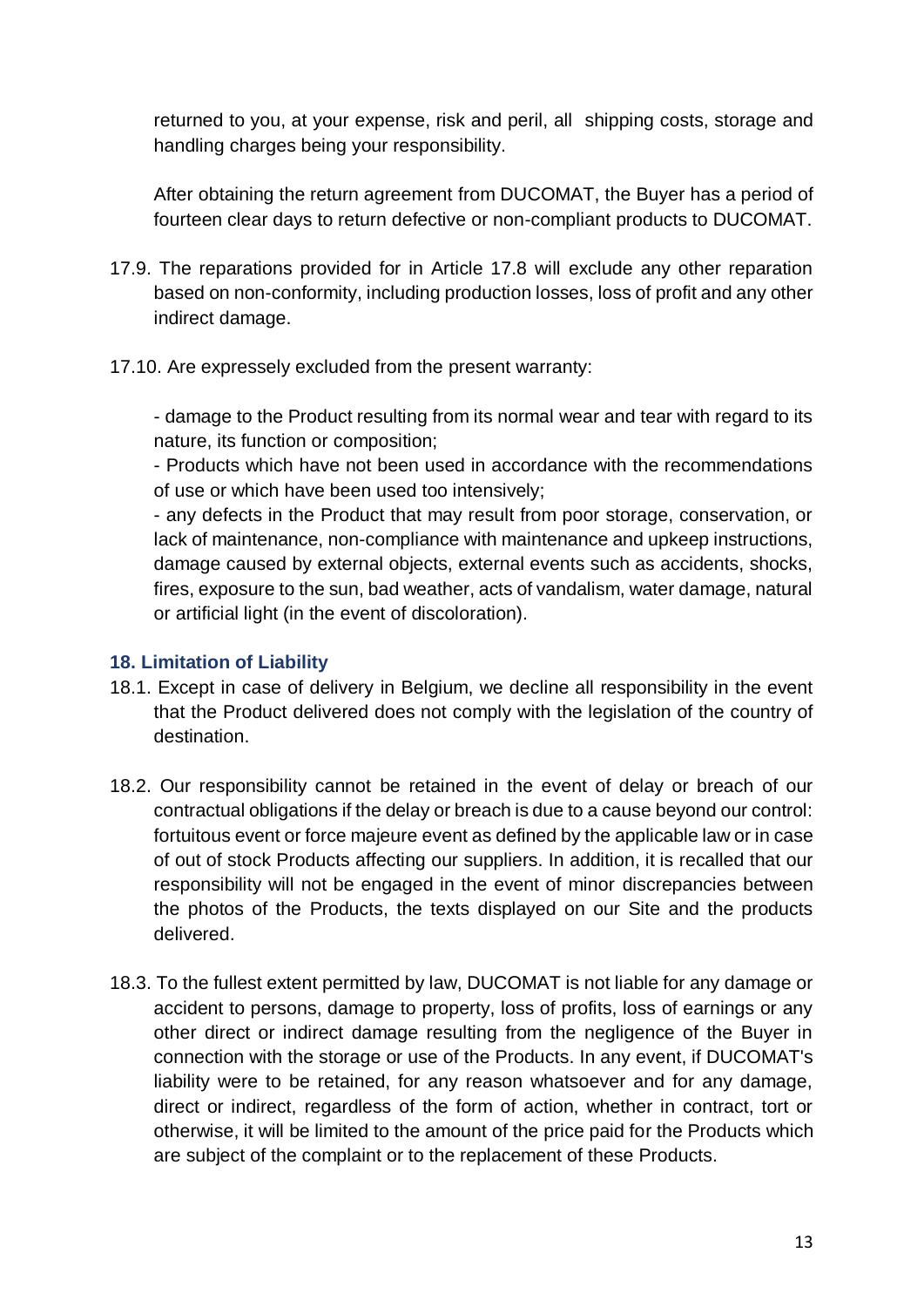returned to you, at your expense, risk and peril, all shipping costs, storage and handling charges being your responsibility.

After obtaining the return agreement from DUCOMAT, the Buyer has a period of fourteen clear days to return defective or non-compliant products to DUCOMAT.

17.9. The reparations provided for in Article 17.8 will exclude any other reparation based on non-conformity, including production losses, loss of profit and any other indirect damage.

17.10. Are expressely excluded from the present warranty:

- damage to the Product resulting from its normal wear and tear with regard to its nature, its function or composition;
- Products which have not been used in accordance with the recommendations of use or which have been used too intensively;
- any defects in the Product that may result from poor storage, conservation, or lack of maintenance, non-compliance with maintenance and upkeep instructions, damage caused by external objects, external events such as accidents, shocks, fires, exposure to the sun, bad weather, acts of vandalism, water damage, natural or artificial light (in the event of discoloration).

### 18. Limitation of Liability

18.1. Except in case of delivery in Belgium, we decline all responsibility in the event that the Product delivered does not comply with the legislation of the country of destination.

18.2. Our responsibility cannot be retained in the event of delay or breach of our contractual obligations if the delay or breach is due to a cause beyond our control: fortuitous event or force majeure event as defined by the applicable law or in case of out of stock Products affecting our suppliers. In addition, it is recalled that our responsibility will not be engaged in the event of minor discrepancies between the photos of the Products, the texts displayed on our Site and the products delivered.

18.3. To the fullest extent permitted by law, DUCOMAT is not liable for any damage or accident to persons, damage to property, loss of profits, loss of earnings or any other direct or indirect damage resulting from the negligence of the Buyer in connection with the storage or use of the Products. In any event, if DUCOMAT's liability were to be retained, for any reason whatsoever and for any damage, direct or indirect, regardless of the form of action, whether in contract, tort or otherwise, it will be limited to the amount of the price paid for the Products which are subject of the complaint or to the replacement of these Products.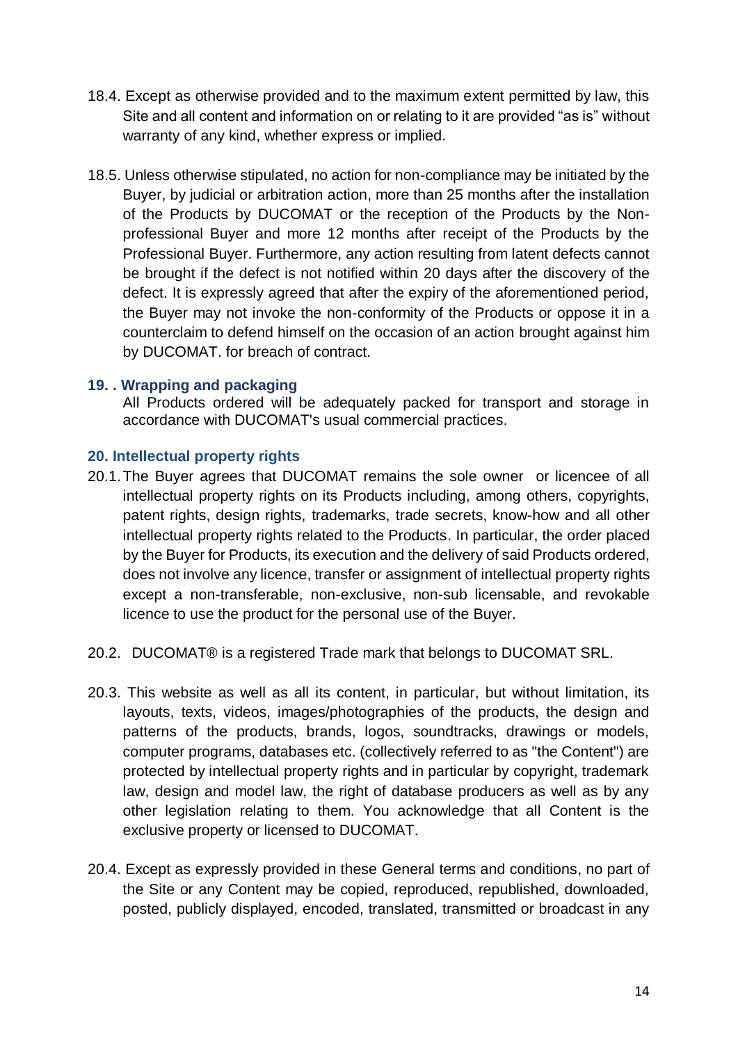18.4. Except as otherwise provided and to the maximum extent permitted by law, this Site and all content and information on or relating to it are provided "as is" without warranty of any kind, whether express or implied.

18.5. Unless otherwise stipulated, no action for non-compliance may be initiated by the Buyer, by judicial or arbitration action, more than 25 months after the installation of the Products by DUCOMAT or the reception of the Products by the Non-professional Buyer and more 12 months after receipt of the Products by the Professional Buyer. Furthermore, any action resulting from latent defects cannot be brought if the defect is not notified within 20 days after the discovery of the defect. It is expressly agreed that after the expiry of the aforementioned period, the Buyer may not invoke the non-conformity of the Products or oppose it in a counterclaim to defend himself on the occasion of an action brought against him by DUCOMAT. for breach of contract.

### 19. . Wrapping and packaging

All Products ordered will be adequately packed for transport and storage in accordance with DUCOMAT's usual commercial practices.

### 20. Intellectual property rights

20.1. The Buyer agrees that DUCOMAT remains the sole owner or licencee of all intellectual property rights on its Products including, among others, copyrights, patent rights, design rights, trademarks, trade secrets, know-how and all other intellectual property rights related to the Products. In particular, the order placed by the Buyer for Products, its execution and the delivery of said Products ordered, does not involve any licence, transfer or assignment of intellectual property rights except a non-transferable, non-exclusive, non-sub licensable, and revokable licence to use the product for the personal use of the Buyer.

20.2. DUCOMAT® is a registered Trade mark that belongs to DUCOMAT SRL.

20.3. This website as well as all its content, in particular, but without limitation, its layouts, texts, videos, images/photographies of the products, the design and patterns of the products, brands, logos, soundtracks, drawings or models, computer programs, databases etc. (collectively referred to as "the Content") are protected by intellectual property rights and in particular by copyright, trademark law, design and model law, the right of database producers as well as by any other legislation relating to them. You acknowledge that all Content is the exclusive property or licensed to DUCOMAT.

20.4. Except as expressly provided in these General terms and conditions, no part of the Site or any Content may be copied, reproduced, republished, downloaded, posted, publicly displayed, encoded, translated, transmitted or broadcast in any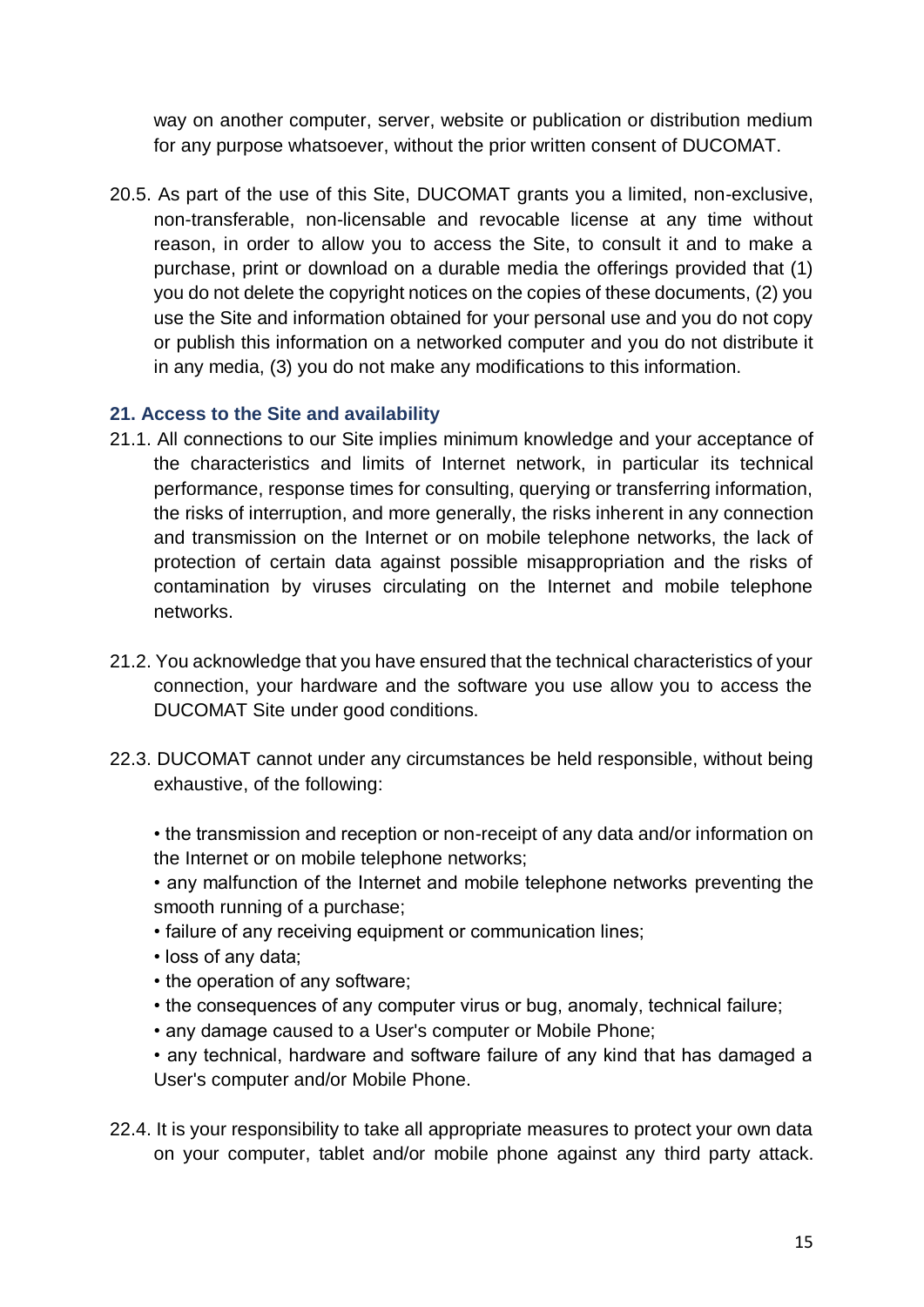way on another computer, server, website or publication or distribution medium for any purpose whatsoever, without the prior written consent of DUCOMAT.

20.5. As part of the use of this Site, DUCOMAT grants you a limited, non-exclusive, non-transferable, non-licensable and revocable license at any time without reason, in order to allow you to access the Site, to consult it and to make a purchase, print or download on a durable media the offerings provided that (1) you do not delete the copyright notices on the copies of these documents, (2) you use the Site and information obtained for your personal use and you do not copy or publish this information on a networked computer and you do not distribute it in any media, (3) you do not make any modifications to this information.

### 21. Access to the Site and availability

21.1. All connections to our Site implies minimum knowledge and your acceptance of the characteristics and limits of Internet network, in particular its technical performance, response times for consulting, querying or transferring information, the risks of interruption, and more generally, the risks inherent in any connection and transmission on the Internet or on mobile telephone networks, the lack of protection of certain data against possible misappropriation and the risks of contamination by viruses circulating on the Internet and mobile telephone networks.

21.2. You acknowledge that you have ensured that the technical characteristics of your connection, your hardware and the software you use allow you to access the DUCOMAT Site under good conditions.

22.3. DUCOMAT cannot under any circumstances be held responsible, without being exhaustive, of the following:

- the transmission and reception or non-receipt of any data and/or information on the Internet or on mobile telephone networks;
- any malfunction of the Internet and mobile telephone networks preventing the smooth running of a purchase;
- failure of any receiving equipment or communication lines;
- loss of any data;
- the operation of any software;
- the consequences of any computer virus or bug, anomaly, technical failure;
- any damage caused to a User's computer or Mobile Phone;
- any technical, hardware and software failure of any kind that has damaged a User's computer and/or Mobile Phone.

22.4. It is your responsibility to take all appropriate measures to protect your own data on your computer, tablet and/or mobile phone against any third party attack.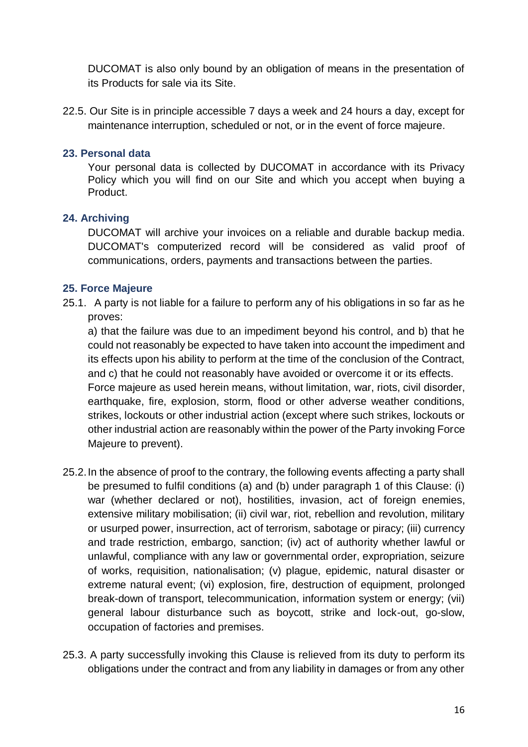DUCOMAT is also only bound by an obligation of means in the presentation of its Products for sale via its Site.

22.5. Our Site is in principle accessible 7 days a week and 24 hours a day, except for maintenance interruption, scheduled or not, or in the event of force majeure.

## 23. Personal data

Your personal data is collected by DUCOMAT in accordance with its Privacy Policy which you will find on our Site and which you accept when buying a Product.

## 24. Archiving

DUCOMAT will archive your invoices on a reliable and durable backup media. DUCOMAT's computerized record will be considered as valid proof of communications, orders, payments and transactions between the parties.

## 25. Force Majeure

25.1. A party is not liable for a failure to perform any of his obligations in so far as he proves:

a) that the failure was due to an impediment beyond his control, and b) that he could not reasonably be expected to have taken into account the impediment and its effects upon his ability to perform at the time of the conclusion of the Contract, and c) that he could not reasonably have avoided or overcome it or its effects.
Force majeure as used herein means, without limitation, war, riots, civil disorder, earthquake, fire, explosion, storm, flood or other adverse weather conditions, strikes, lockouts or other industrial action (except where such strikes, lockouts or other industrial action are reasonably within the power of the Party invoking Force Majeure to prevent).

25.2. In the absence of proof to the contrary, the following events affecting a party shall be presumed to fulfil conditions (a) and (b) under paragraph 1 of this Clause: (i) war (whether declared or not), hostilities, invasion, act of foreign enemies, extensive military mobilisation; (ii) civil war, riot, rebellion and revolution, military or usurped power, insurrection, act of terrorism, sabotage or piracy; (iii) currency and trade restriction, embargo, sanction; (iv) act of authority whether lawful or unlawful, compliance with any law or governmental order, expropriation, seizure of works, requisition, nationalisation; (v) plague, epidemic, natural disaster or extreme natural event; (vi) explosion, fire, destruction of equipment, prolonged break-down of transport, telecommunication, information system or energy; (vii) general labour disturbance such as boycott, strike and lock-out, go-slow, occupation of factories and premises.

25.3. A party successfully invoking this Clause is relieved from its duty to perform its obligations under the contract and from any liability in damages or from any other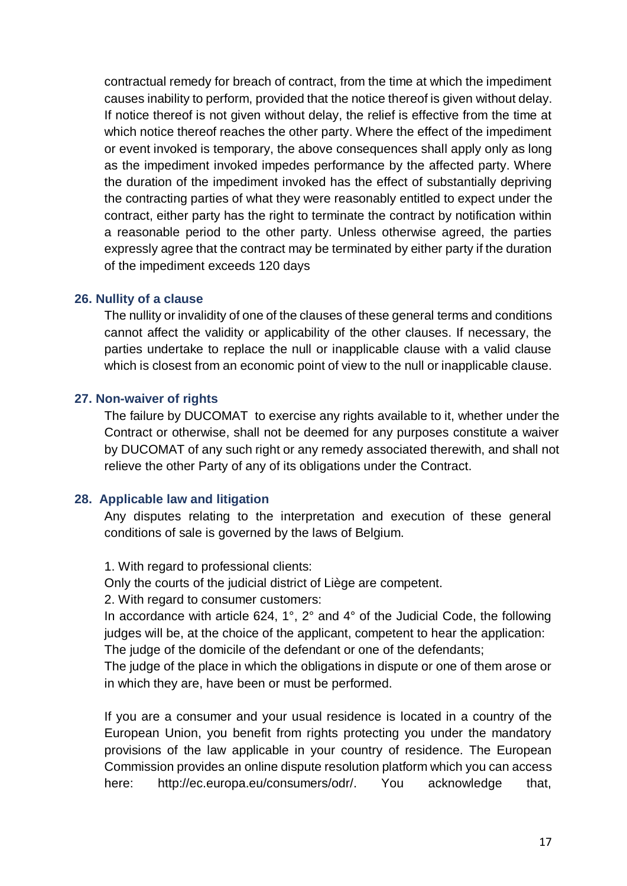contractual remedy for breach of contract, from the time at which the impediment causes inability to perform, provided that the notice thereof is given without delay. If notice thereof is not given without delay, the relief is effective from the time at which notice thereof reaches the other party. Where the effect of the impediment or event invoked is temporary, the above consequences shall apply only as long as the impediment invoked impedes performance by the affected party. Where the duration of the impediment invoked has the effect of substantially depriving the contracting parties of what they were reasonably entitled to expect under the contract, either party has the right to terminate the contract by notification within a reasonable period to the other party. Unless otherwise agreed, the parties expressly agree that the contract may be terminated by either party if the duration of the impediment exceeds 120 days

## 26. Nullity of a clause

The nullity or invalidity of one of the clauses of these general terms and conditions cannot affect the validity or applicability of the other clauses. If necessary, the parties undertake to replace the null or inapplicable clause with a valid clause which is closest from an economic point of view to the null or inapplicable clause.

## 27. Non-waiver of rights

The failure by DUCOMAT to exercise any rights available to it, whether under the Contract or otherwise, shall not be deemed for any purposes constitute a waiver by DUCOMAT of any such right or any remedy associated therewith, and shall not relieve the other Party of any of its obligations under the Contract.

## 28. Applicable law and litigation

Any disputes relating to the interpretation and execution of these general conditions of sale is governed by the laws of Belgium.

1. With regard to professional clients:

Only the courts of the judicial district of Liège are competent.

2. With regard to consumer customers:

In accordance with article 624, 1°, 2° and 4° of the Judicial Code, the following judges will be, at the choice of the applicant, competent to hear the application:
The judge of the domicile of the defendant or one of the defendants;
The judge of the place in which the obligations in dispute or one of them arose or in which they are, have been or must be performed.

If you are a consumer and your usual residence is located in a country of the European Union, you benefit from rights protecting you under the mandatory provisions of the law applicable in your country of residence. The European Commission provides an online dispute resolution platform which you can access here: http://ec.europa.eu/consumers/odr/. You acknowledge that,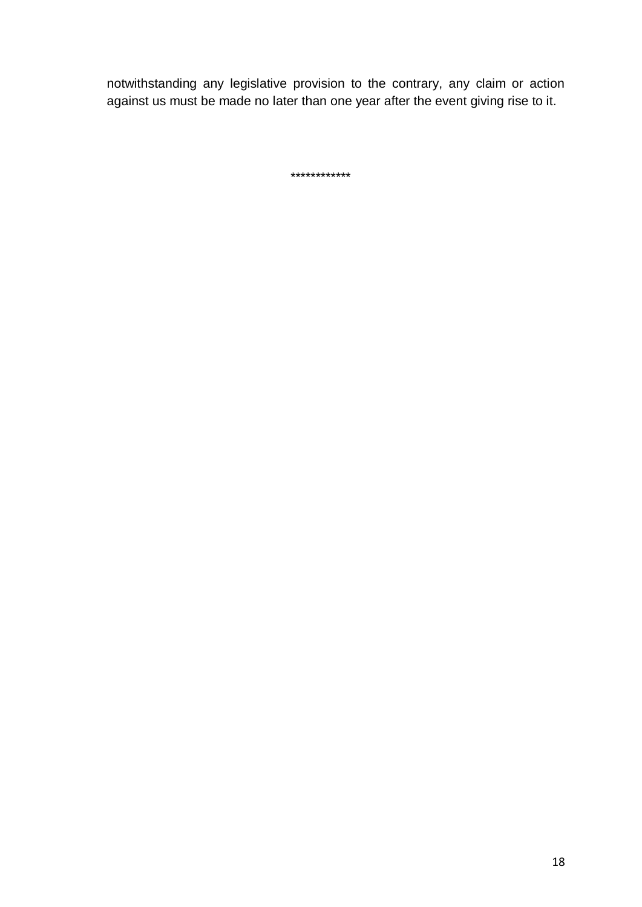notwithstanding any legislative provision to the contrary, any claim or action against us must be made no later than one year after the event giving rise to it.

************